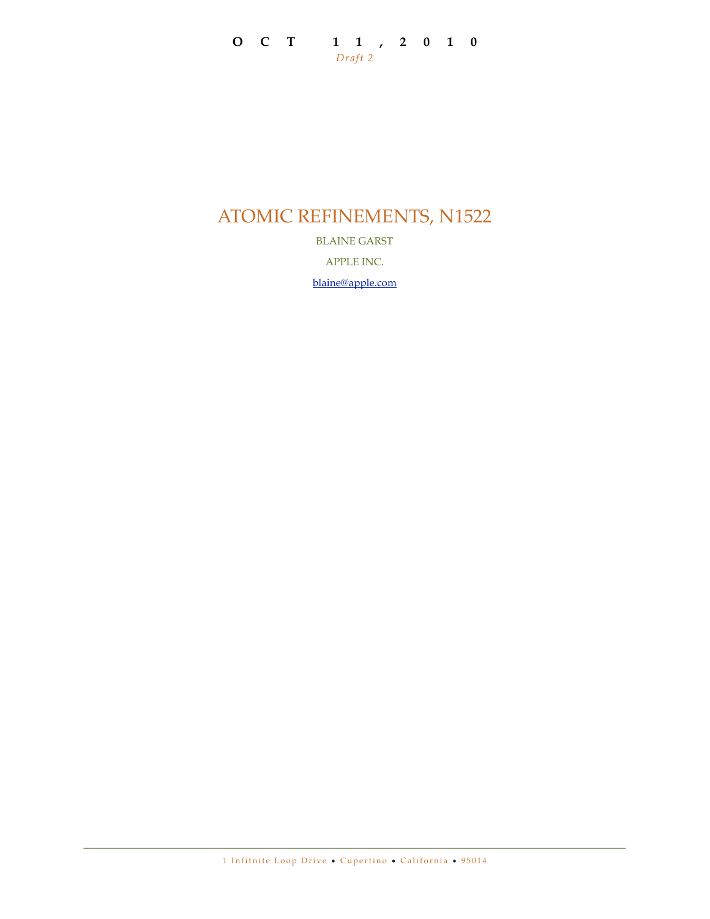**OCT 11, 2010**

*Draft 2*

# ATOMIC REFINEMENTS, N1522

BLAINE GARST

APPLE INC.

[blaine@apple.com](mailto:blaine@apple.com)

1 Infitnite Loop Drive • Cupertino • California • 95014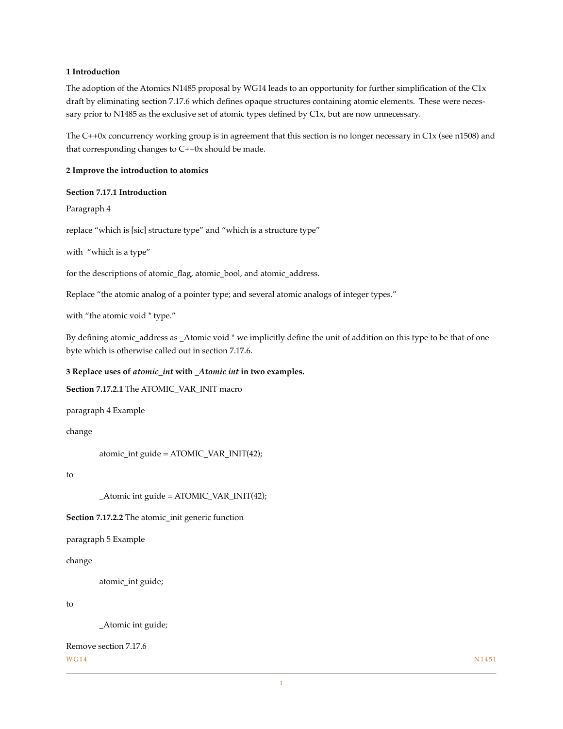**1 Introduction**

The adoption of the Atomics N1485 proposal by WG14 leads to an opportunity for further simplification of the C1x draft by eliminating section 7.17.6 which defines opaque structures containing atomic elements. These were necessary prior to N1485 as the exclusive set of atomic types defined by C1x, but are now unnecessary.

The C++0x concurrency working group is in agreement that this section is no longer necessary in C1x (see n1508) and that corresponding changes to C++0x should be made.

**2 Improve the introduction to atomics**

**Section 7.17.1 Introduction**

Paragraph 4

replace "which is [sic] structure type" and "which is a structure type"

with "which is a type"

for the descriptions of atomic_flag, atomic_bool, and atomic_address.

Replace "the atomic analog of a pointer type; and several atomic analogs of integer types."

with "the atomic void * type."

By defining atomic_address as _Atomic void * we implicitly define the unit of addition on this type to be that of one byte which is otherwise called out in section 7.17.6.

**3 Replace uses of *atomic_int* with *_Atomic int* in two examples.**

**Section 7.17.2.1** The ATOMIC_VAR_INIT macro

paragraph 4 Example

change

```
atomic_int guide = ATOMIC_VAR_INIT(42);
```

to

```
_Atomic int guide = ATOMIC_VAR_INIT(42);
```

**Section 7.17.2.2** The atomic_init generic function

paragraph 5 Example

change

```
atomic_int guide;
```

to

```
_Atomic int guide;
```

Remove section 7.17.6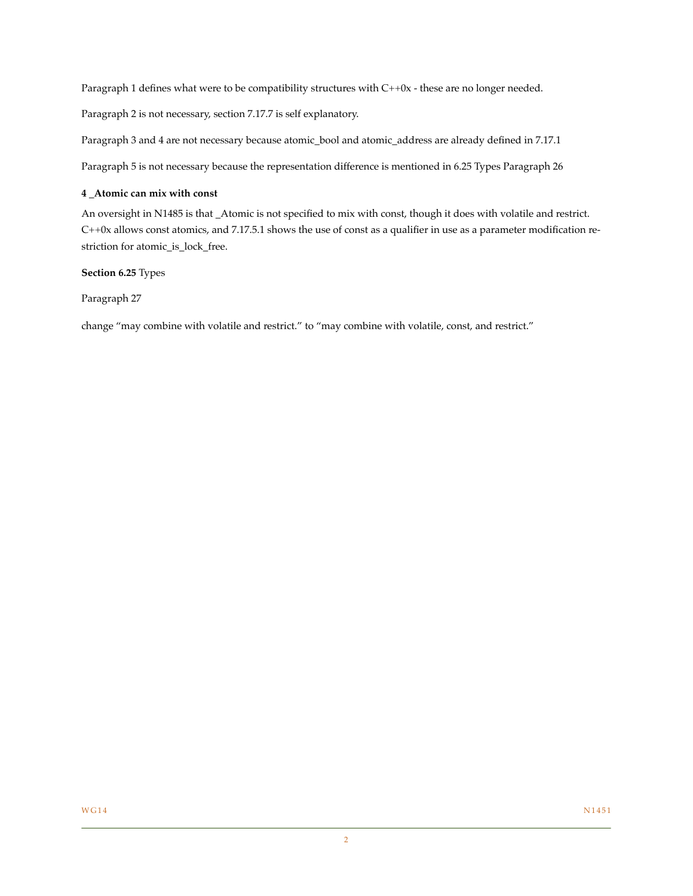Paragraph 1 defines what were to be compatibility structures with C++0x - these are no longer needed.

Paragraph 2 is not necessary, section 7.17.7 is self explanatory.

Paragraph 3 and 4 are not necessary because atomic_bool and atomic_address are already defined in 7.17.1

Paragraph 5 is not necessary because the representation difference is mentioned in 6.25 Types Paragraph 26

**4 _Atomic can mix with const**

An oversight in N1485 is that _Atomic is not specified to mix with const, though it does with volatile and restrict. C++0x allows const atomics, and 7.17.5.1 shows the use of const as a qualifier in use as a parameter modification restriction for atomic_is_lock_free.

**Section 6.25** Types

Paragraph 27

change “may combine with volatile and restrict.” to “may combine with volatile, const, and restrict.”